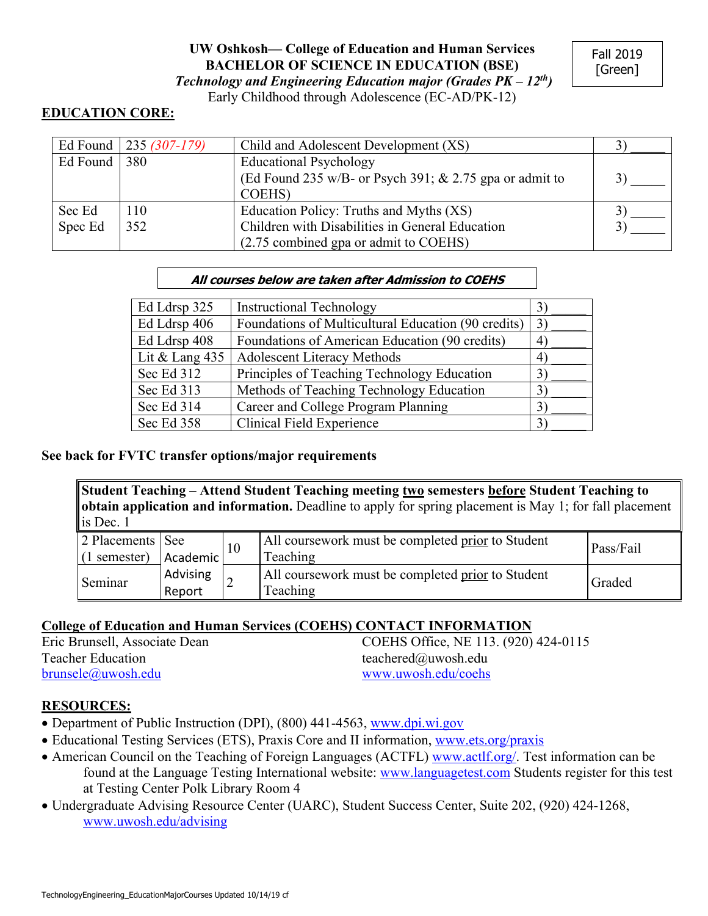# UW Oshkosh— College of Education and Human Services
## BACHELOR OF SCIENCE IN EDUCATION (BSE)
### *Technology and Engineering Education major (Grades PK – 12th)*
Early Childhood through Adolescence (EC-AD/PK-12)

Fall 2019
[Green]

## EDUCATION CORE:

| | | | |
|---|---|---|---|
| Ed Found | 235 *(307-179)* | Child and Adolescent Development (XS) | 3) _____ |
| Ed Found | 380 | Educational Psychology<br>(Ed Found 235 w/B- or Psych 391; & 2.75 gpa or admit to COEHS) | 3) _____ |
| Sec Ed<br>Spec Ed | 110<br>352 | Education Policy: Truths and Myths (XS)<br>Children with Disabilities in General Education<br>(2.75 combined gpa or admit to COEHS) | 3) _____<br>3) _____ |

***All courses below are taken after Admission to COEHS***

| | | |
|---|---|---|
| Ed Ldrsp 325 | Instructional Technology | 3) _____ |
| Ed Ldrsp 406 | Foundations of Multicultural Education (90 credits) | 3) _____ |
| Ed Ldrsp 408 | Foundations of American Education (90 credits) | 4) _____ |
| Lit & Lang 435 | Adolescent Literacy Methods | 4) _____ |
| Sec Ed 312 | Principles of Teaching Technology Education | 3) _____ |
| Sec Ed 313 | Methods of Teaching Technology Education | 3) _____ |
| Sec Ed 314 | Career and College Program Planning | 3) _____ |
| Sec Ed 358 | Clinical Field Experience | 3) _____ |

**See back for FVTC transfer options/major requirements**

**Student Teaching – Attend Student Teaching meeting two semesters before Student Teaching to obtain application and information.** Deadline to apply for spring placement is May 1; for fall placement is Dec. 1

| | | | | |
|---|---|---|---|---|
| 2 Placements (1 semester) | See Academic Advising Report | 10 | All coursework must be completed prior to Student Teaching | Pass/Fail |
| Seminar | | 2 | All coursework must be completed prior to Student Teaching | Graded |

## College of Education and Human Services (COEHS) CONTACT INFORMATION

Eric Brunsell, Associate Dean
Teacher Education
brunsele@uwosh.edu

COEHS Office, NE 113. (920) 424-0115
teachered@uwosh.edu
www.uwosh.edu/coehs

## RESOURCES:

- Department of Public Instruction (DPI), (800) 441-4563, www.dpi.wi.gov
- Educational Testing Services (ETS), Praxis Core and II information, www.ets.org/praxis
- American Council on the Teaching of Foreign Languages (ACTFL) www.actlf.org/. Test information can be found at the Language Testing International website: www.languagetest.com Students register for this test at Testing Center Polk Library Room 4
- Undergraduate Advising Resource Center (UARC), Student Success Center, Suite 202, (920) 424-1268, www.uwosh.edu/advising

TechnologyEngineering_EducationMajorCourses Updated 10/14/19 cf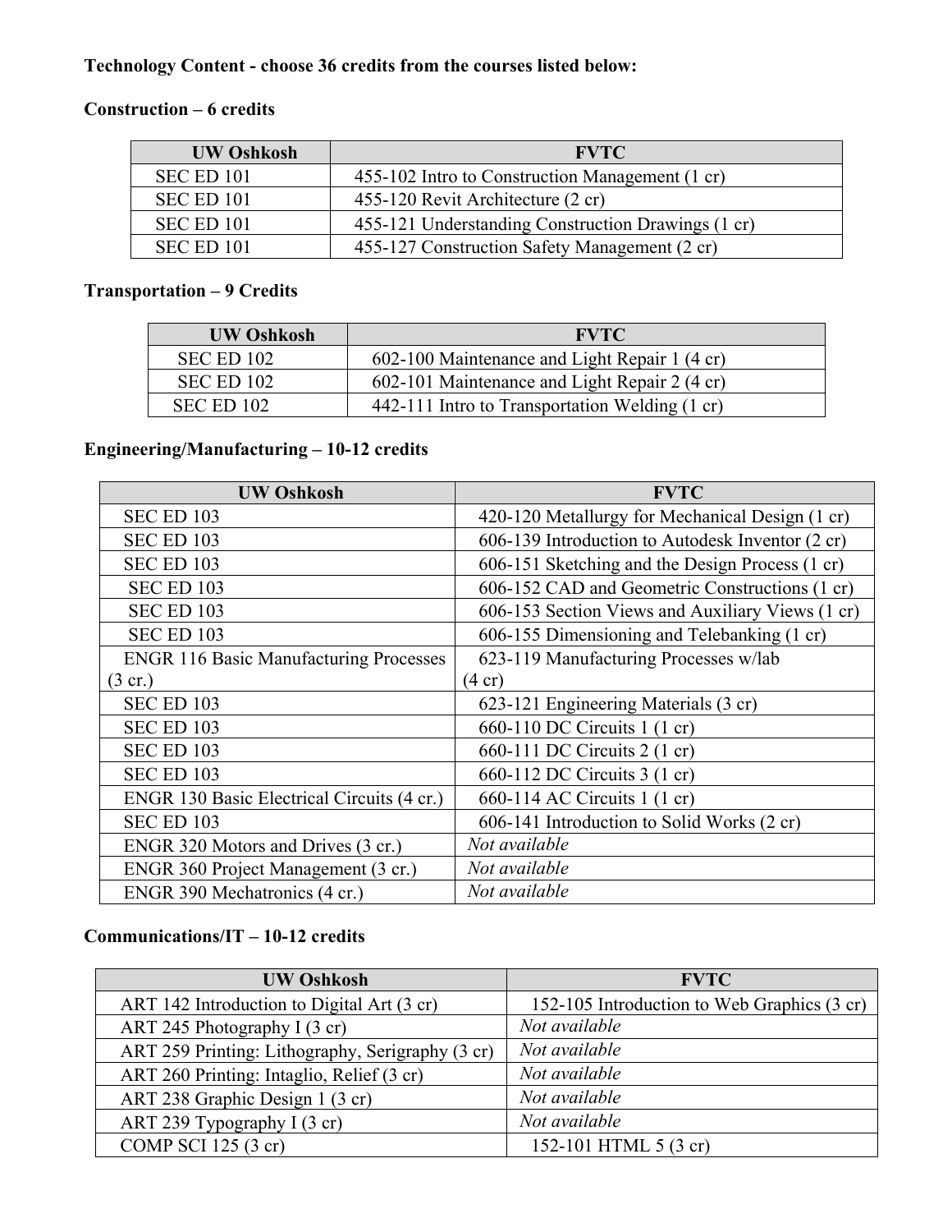**Technology Content - choose 36 credits from the courses listed below:**

**Construction – 6 credits**

| UW Oshkosh | FVTC |
|---|---|
| SEC ED 101 | 455-102 Intro to Construction Management (1 cr) |
| SEC ED 101 | 455-120 Revit Architecture (2 cr) |
| SEC ED 101 | 455-121 Understanding Construction Drawings (1 cr) |
| SEC ED 101 | 455-127 Construction Safety Management (2 cr) |

**Transportation – 9 Credits**

| UW Oshkosh | FVTC |
|---|---|
| SEC ED 102 | 602-100 Maintenance and Light Repair 1 (4 cr) |
| SEC ED 102 | 602-101 Maintenance and Light Repair 2 (4 cr) |
| SEC ED 102 | 442-111 Intro to Transportation Welding (1 cr) |

**Engineering/Manufacturing – 10-12 credits**

| UW Oshkosh | FVTC |
|---|---|
| SEC ED 103 | 420-120 Metallurgy for Mechanical Design (1 cr) |
| SEC ED 103 | 606-139 Introduction to Autodesk Inventor (2 cr) |
| SEC ED 103 | 606-151 Sketching and the Design Process (1 cr) |
| SEC ED 103 | 606-152 CAD and Geometric Constructions (1 cr) |
| SEC ED 103 | 606-153 Section Views and Auxiliary Views (1 cr) |
| SEC ED 103 | 606-155 Dimensioning and Telebanking (1 cr) |
| ENGR 116 Basic Manufacturing Processes (3 cr.) | 623-119 Manufacturing Processes w/lab (4 cr) |
| SEC ED 103 | 623-121 Engineering Materials (3 cr) |
| SEC ED 103 | 660-110 DC Circuits 1 (1 cr) |
| SEC ED 103 | 660-111 DC Circuits 2 (1 cr) |
| SEC ED 103 | 660-112 DC Circuits 3 (1 cr) |
| ENGR 130 Basic Electrical Circuits (4 cr.) | 660-114 AC Circuits 1 (1 cr) |
| SEC ED 103 | 606-141 Introduction to Solid Works (2 cr) |
| ENGR 320 Motors and Drives (3 cr.) | *Not available* |
| ENGR 360 Project Management (3 cr.) | *Not available* |
| ENGR 390 Mechatronics (4 cr.) | *Not available* |

**Communications/IT – 10-12 credits**

| UW Oshkosh | FVTC |
|---|---|
| ART 142 Introduction to Digital Art (3 cr) | 152-105 Introduction to Web Graphics (3 cr) |
| ART 245 Photography I (3 cr) | *Not available* |
| ART 259 Printing: Lithography, Serigraphy (3 cr) | *Not available* |
| ART 260 Printing: Intaglio, Relief (3 cr) | *Not available* |
| ART 238 Graphic Design 1 (3 cr) | *Not available* |
| ART 239 Typography I (3 cr) | *Not available* |
| COMP SCI 125 (3 cr) | 152-101 HTML 5 (3 cr) |